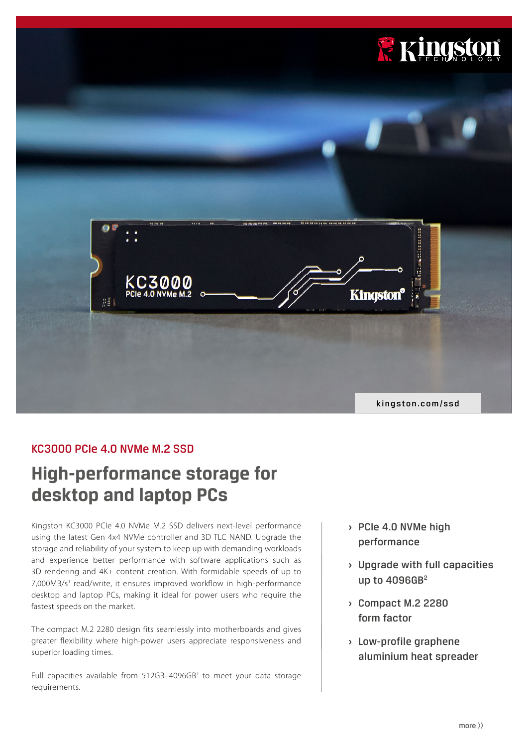kingston.com/ssd

## KC3000 PCIe 4.0 NVMe M.2 SSD

# High-performance storage for desktop and laptop PCs

Kingston KC3000 PCIe 4.0 NVMe M.2 SSD delivers next-level performance using the latest Gen 4x4 NVMe controller and 3D TLC NAND. Upgrade the storage and reliability of your system to keep up with demanding workloads and experience better performance with software applications such as 3D rendering and 4K+ content creation. With formidable speeds of up to 7,000MB/s[1] read/write, it ensures improved workflow in high-performance desktop and laptop PCs, making it ideal for power users who require the fastest speeds on the market.

The compact M.2 2280 design fits seamlessly into motherboards and gives greater flexibility where high-power users appreciate responsiveness and superior loading times.

Full capacities available from 512GB–4096GB[2] to meet your data storage requirements.

- PCIe 4.0 NVMe high performance
- Upgrade with full capacities up to 4096GB[2]
- Compact M.2 2280 form factor
- Low-profile graphene aluminium heat spreader

more ››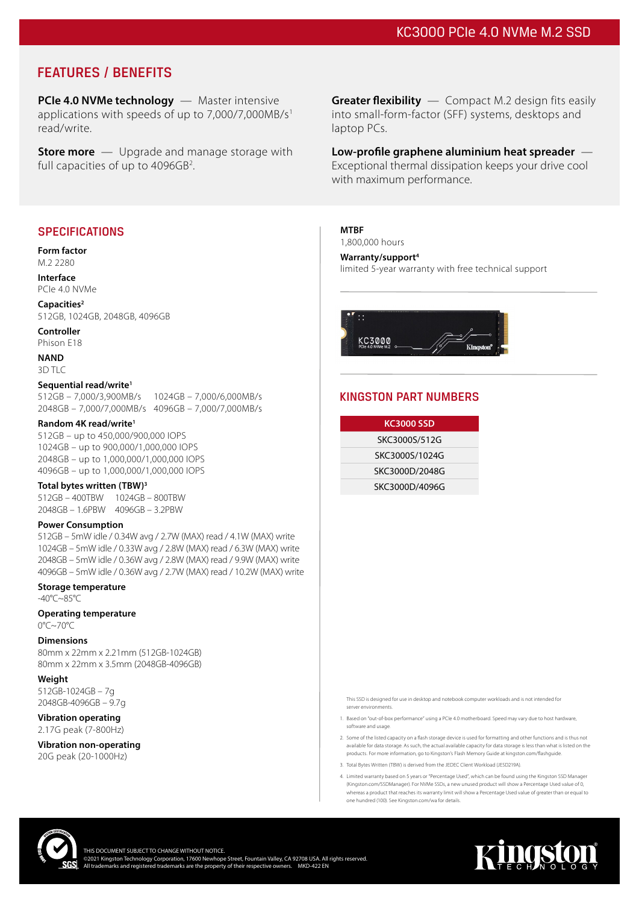# KC3000 PCIe 4.0 NVMe M.2 SSD

## FEATURES / BENEFITS

**PCIe 4.0 NVMe technology** — Master intensive applications with speeds of up to 7,000/7,000MB/s[1] read/write.

**Store more** — Upgrade and manage storage with full capacities of up to 4096GB[2].

**Greater flexibility** — Compact M.2 design fits easily into small-form-factor (SFF) systems, desktops and laptop PCs.

**Low-profile graphene aluminium heat spreader** — Exceptional thermal dissipation keeps your drive cool with maximum performance.

## SPECIFICATIONS

**Form factor**
M.2 2280

**Interface**
PCIe 4.0 NVMe

**Capacities[2]**
512GB, 1024GB, 2048GB, 4096GB

**Controller**
Phison E18

**NAND**
3D TLC

**Sequential read/write[1]**
512GB – 7,000/3,900MB/s 1024GB – 7,000/6,000MB/s
2048GB – 7,000/7,000MB/s 4096GB – 7,000/7,000MB/s

**Random 4K read/write[1]**
512GB – up to 450,000/900,000 IOPS
1024GB – up to 900,000/1,000,000 IOPS
2048GB – up to 1,000,000/1,000,000 IOPS
4096GB – up to 1,000,000/1,000,000 IOPS

**Total bytes written (TBW)[3]**
512GB – 400TBW 1024GB – 800TBW
2048GB – 1.6PBW 4096GB – 3.2PBW

**Power Consumption**
512GB – 5mW idle / 0.34W avg / 2.7W (MAX) read / 4.1W (MAX) write
1024GB – 5mW idle / 0.33W avg / 2.8W (MAX) read / 6.3W (MAX) write
2048GB – 5mW idle / 0.36W avg / 2.8W (MAX) read / 9.9W (MAX) write
4096GB – 5mW idle / 0.36W avg / 2.7W (MAX) read / 10.2W (MAX) write

**Storage temperature**
-40°C~85°C

**Operating temperature**
0°C~70°C

**Dimensions**
80mm x 22mm x 2.21mm (512GB-1024GB)
80mm x 22mm x 3.5mm (2048GB-4096GB)

**Weight**
512GB-1024GB – 7g
2048GB-4096GB – 9.7g

**Vibration operating**
2.17G peak (7-800Hz)

**Vibration non-operating**
20G peak (20-1000Hz)

**MTBF**
1,800,000 hours

**Warranty/support[4]**
limited 5-year warranty with free technical support

## KINGSTON PART NUMBERS

| KC3000 SSD |
|---|
| SKC3000S/512G |
| SKC3000S/1024G |
| SKC3000D/2048G |
| SKC3000D/4096G |

This SSD is designed for use in desktop and notebook computer workloads and is not intended for server environments.

1. Based on "out-of-box performance" using a PCIe 4.0 motherboard. Speed may vary due to host hardware, software and usage.
2. Some of the listed capacity on a flash storage device is used for formatting and other functions and is thus not available for data storage. As such, the actual available capacity for data storage is less than what is listed on the products. For more information, go to Kingston's Flash Memory Guide at kingston.com/flashguide.
3. Total Bytes Written (TBW) is derived from the JEDEC Client Workload (JESD219A).
4. Limited warranty based on 5 years or "Percentage Used", which can be found using the Kingston SSD Manager (Kingston.com/SSDManager). For NVMe SSDs, a new unused product will show a Percentage Used value of 0, whereas a product that reaches its warranty limit will show a Percentage Used value of greater than or equal to one hundred (100). See Kingston.com/wa for details.

THIS DOCUMENT SUBJECT TO CHANGE WITHOUT NOTICE.
©2021 Kingston Technology Corporation, 17600 Newhope Street, Fountain Valley, CA 92708 USA. All rights reserved.
All trademarks and registered trademarks are the property of their respective owners. MKD-422 EN